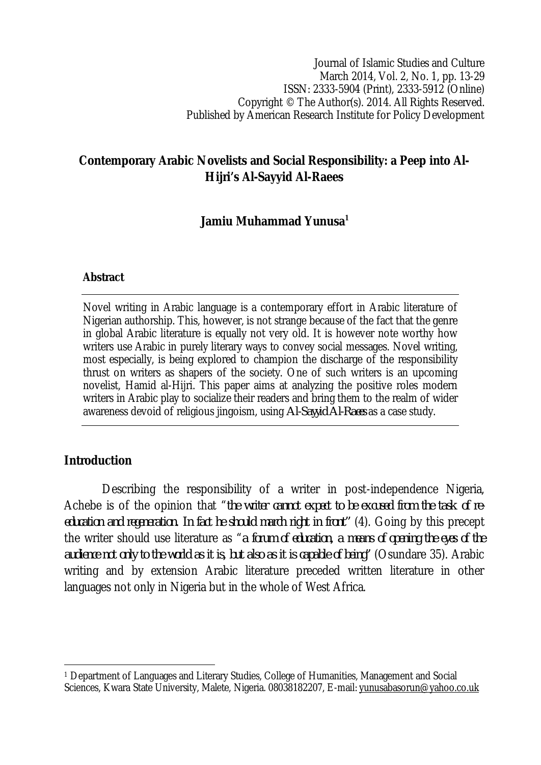Journal of Islamic Studies and Culture
March 2014, Vol. 2, No. 1, pp. 13-29
ISSN: 2333-5904 (Print), 2333-5912 (Online)
Copyright © The Author(s). 2014. All Rights Reserved.
Published by American Research Institute for Policy Development

# Contemporary Arabic Novelists and Social Responsibility: a Peep into Al-Hijri's Al-Sayyid Al-Raees

**Jamiu Muhammad Yunusa**[1]

### Abstract

Novel writing in Arabic language is a contemporary effort in Arabic literature of Nigerian authorship. This, however, is not strange because of the fact that the genre in global Arabic literature is equally not very old. It is however note worthy how writers use Arabic in purely literary ways to convey social messages. Novel writing, most especially, is being explored to champion the discharge of the responsibility thrust on writers as shapers of the society. One of such writers is an upcoming novelist, Hamid al-Hijri. This paper aims at analyzing the positive roles modern writers in Arabic play to socialize their readers and bring them to the realm of wider awareness devoid of religious jingoism, using *Al-Sayyid Al-Raees* as a case study.

## Introduction

Describing the responsibility of a writer in post-independence Nigeria, Achebe is of the opinion that "*the writer cannot expect to be excused from the task of re-education and regeneration. In fact he should march right in front*" (4). Going by this precept the writer should use literature as "*a forum of education, a means of opening the eyes of the audience not only to the world as it is, but also as it is capable of being*" (Osundare 35). Arabic writing and by extension Arabic literature preceded written literature in other languages not only in Nigeria but in the whole of West Africa.

---

[1] Department of Languages and Literary Studies, College of Humanities, Management and Social Sciences, Kwara State University, Malete, Nigeria. 08038182207, E-mail: yunusabasorun@yahoo.co.uk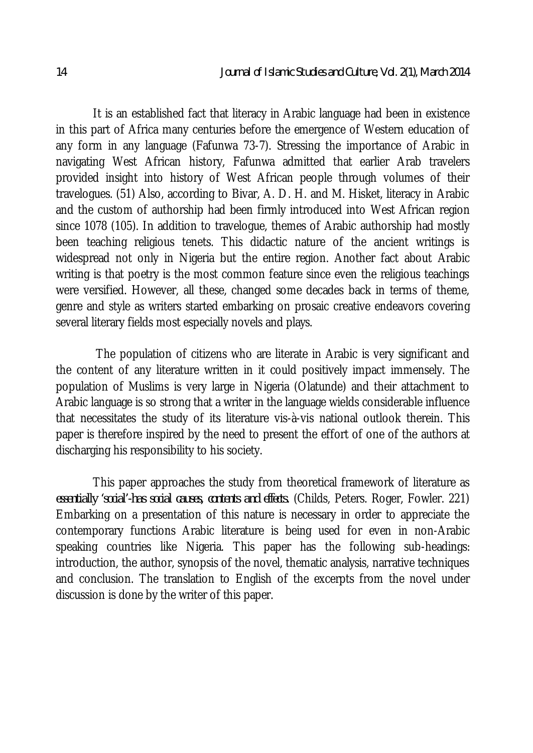It is an established fact that literacy in Arabic language had been in existence in this part of Africa many centuries before the emergence of Western education of any form in any language (Fafunwa 73-7). Stressing the importance of Arabic in navigating West African history, Fafunwa admitted that earlier Arab travelers provided insight into history of West African people through volumes of their travelogues. (51) Also, according to Bivar, A. D. H. and M. Hisket, literacy in Arabic and the custom of authorship had been firmly introduced into West African region since 1078 (105). In addition to travelogue, themes of Arabic authorship had mostly been teaching religious tenets. This didactic nature of the ancient writings is widespread not only in Nigeria but the entire region. Another fact about Arabic writing is that poetry is the most common feature since even the religious teachings were versified. However, all these, changed some decades back in terms of theme, genre and style as writers started embarking on prosaic creative endeavors covering several literary fields most especially novels and plays.

The population of citizens who are literate in Arabic is very significant and the content of any literature written in it could positively impact immensely. The population of Muslims is very large in Nigeria (Olatunde) and their attachment to Arabic language is so strong that a writer in the language wields considerable influence that necessitates the study of its literature vis-à-vis national outlook therein. This paper is therefore inspired by the need to present the effort of one of the authors at discharging his responsibility to his society.

This paper approaches the study from theoretical framework of literature as *essentially 'social'-has social causes, contents and effects.* (Childs, Peters. Roger, Fowler. 221) Embarking on a presentation of this nature is necessary in order to appreciate the contemporary functions Arabic literature is being used for even in non-Arabic speaking countries like Nigeria. This paper has the following sub-headings: introduction, the author, synopsis of the novel, thematic analysis, narrative techniques and conclusion. The translation to English of the excerpts from the novel under discussion is done by the writer of this paper.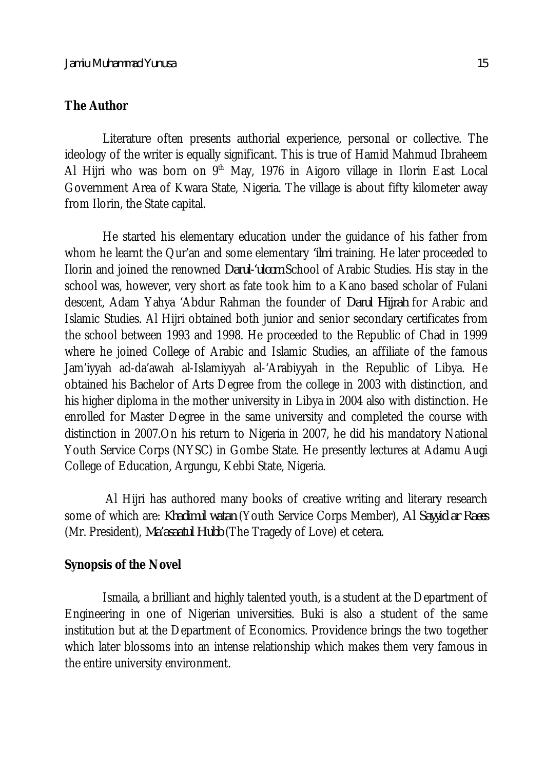## The Author

Literature often presents authorial experience, personal or collective. The ideology of the writer is equally significant. This is true of Hamid Mahmud Ibraheem Al Hijri who was born on 9th May, 1976 in Aigoro village in Ilorin East Local Government Area of Kwara State, Nigeria. The village is about fifty kilometer away from Ilorin, the State capital.

He started his elementary education under the guidance of his father from whom he learnt the Qur'an and some elementary *'ilmi* training. He later proceeded to Ilorin and joined the renowned *Darul-'uloom* School of Arabic Studies. His stay in the school was, however, very short as fate took him to a Kano based scholar of Fulani descent, Adam Yahya 'Abdur Rahman the founder of *Darul Hijrah* for Arabic and Islamic Studies. Al Hijri obtained both junior and senior secondary certificates from the school between 1993 and 1998. He proceeded to the Republic of Chad in 1999 where he joined College of Arabic and Islamic Studies, an affiliate of the famous Jam'iyyah ad-da'awah al-Islamiyyah al-'Arabiyyah in the Republic of Libya. He obtained his Bachelor of Arts Degree from the college in 2003 with distinction, and his higher diploma in the mother university in Libya in 2004 also with distinction. He enrolled for Master Degree in the same university and completed the course with distinction in 2007.On his return to Nigeria in 2007, he did his mandatory National Youth Service Corps (NYSC) in Gombe State. He presently lectures at Adamu Augi College of Education, Argungu, Kebbi State, Nigeria.

Al Hijri has authored many books of creative writing and literary research some of which are: *Khadimul watan* (Youth Service Corps Member), *Al Sayyid ar Raees* (Mr. President), *Ma'asaatul Hubb* (The Tragedy of Love) et cetera.

## Synopsis of the Novel

Ismaila, a brilliant and highly talented youth, is a student at the Department of Engineering in one of Nigerian universities. Buki is also a student of the same institution but at the Department of Economics. Providence brings the two together which later blossoms into an intense relationship which makes them very famous in the entire university environment.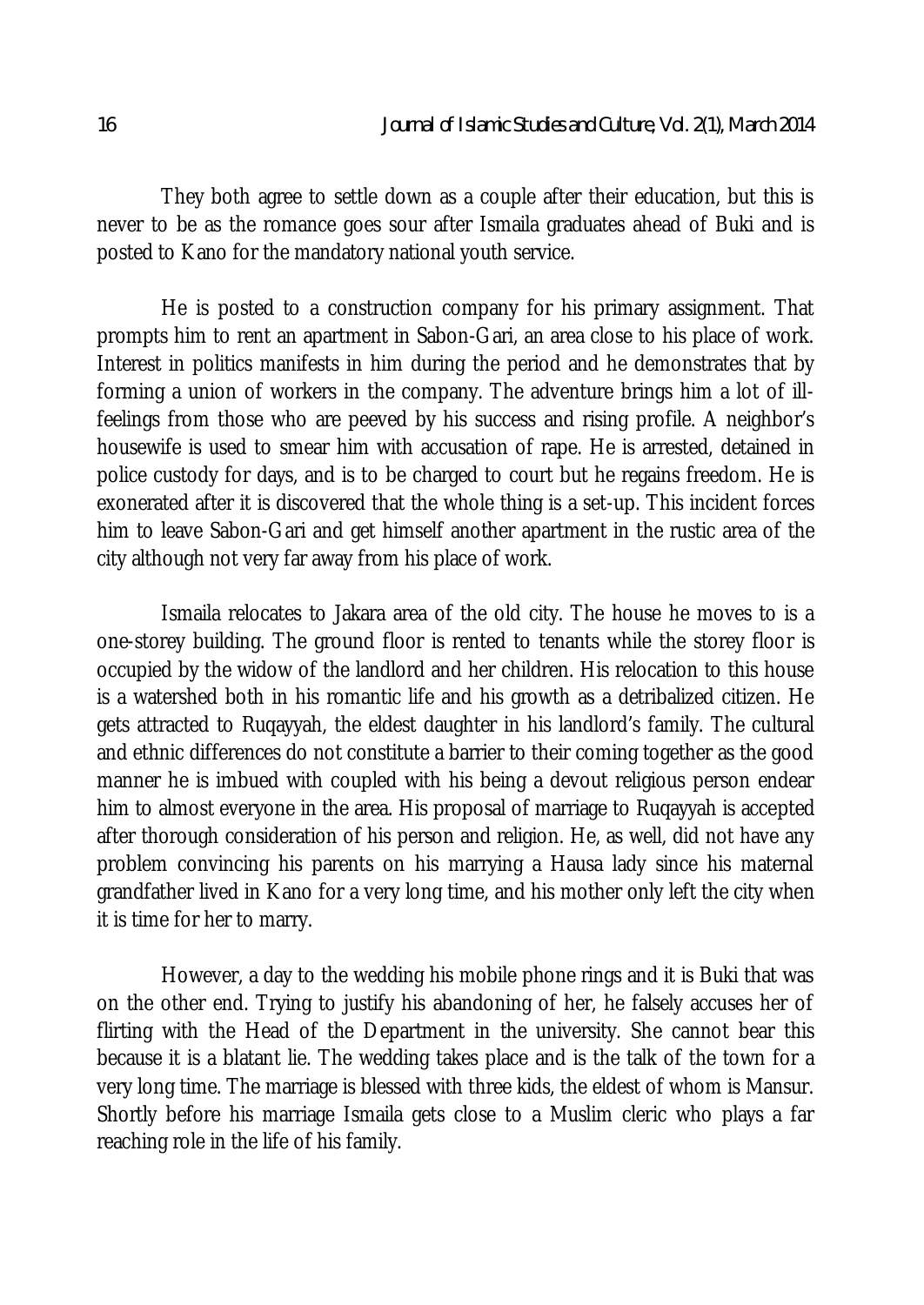They both agree to settle down as a couple after their education, but this is never to be as the romance goes sour after Ismaila graduates ahead of Buki and is posted to Kano for the mandatory national youth service.

He is posted to a construction company for his primary assignment. That prompts him to rent an apartment in Sabon-Gari, an area close to his place of work. Interest in politics manifests in him during the period and he demonstrates that by forming a union of workers in the company. The adventure brings him a lot of ill-feelings from those who are peeved by his success and rising profile. A neighbor's housewife is used to smear him with accusation of rape. He is arrested, detained in police custody for days, and is to be charged to court but he regains freedom. He is exonerated after it is discovered that the whole thing is a set-up. This incident forces him to leave Sabon-Gari and get himself another apartment in the rustic area of the city although not very far away from his place of work.

Ismaila relocates to Jakara area of the old city. The house he moves to is a one-storey building. The ground floor is rented to tenants while the storey floor is occupied by the widow of the landlord and her children. His relocation to this house is a watershed both in his romantic life and his growth as a detribalized citizen. He gets attracted to Ruqayyah, the eldest daughter in his landlord's family. The cultural and ethnic differences do not constitute a barrier to their coming together as the good manner he is imbued with coupled with his being a devout religious person endear him to almost everyone in the area. His proposal of marriage to Ruqayyah is accepted after thorough consideration of his person and religion. He, as well, did not have any problem convincing his parents on his marrying a Hausa lady since his maternal grandfather lived in Kano for a very long time, and his mother only left the city when it is time for her to marry.

However, a day to the wedding his mobile phone rings and it is Buki that was on the other end. Trying to justify his abandoning of her, he falsely accuses her of flirting with the Head of the Department in the university. She cannot bear this because it is a blatant lie. The wedding takes place and is the talk of the town for a very long time. The marriage is blessed with three kids, the eldest of whom is Mansur. Shortly before his marriage Ismaila gets close to a Muslim cleric who plays a far reaching role in the life of his family.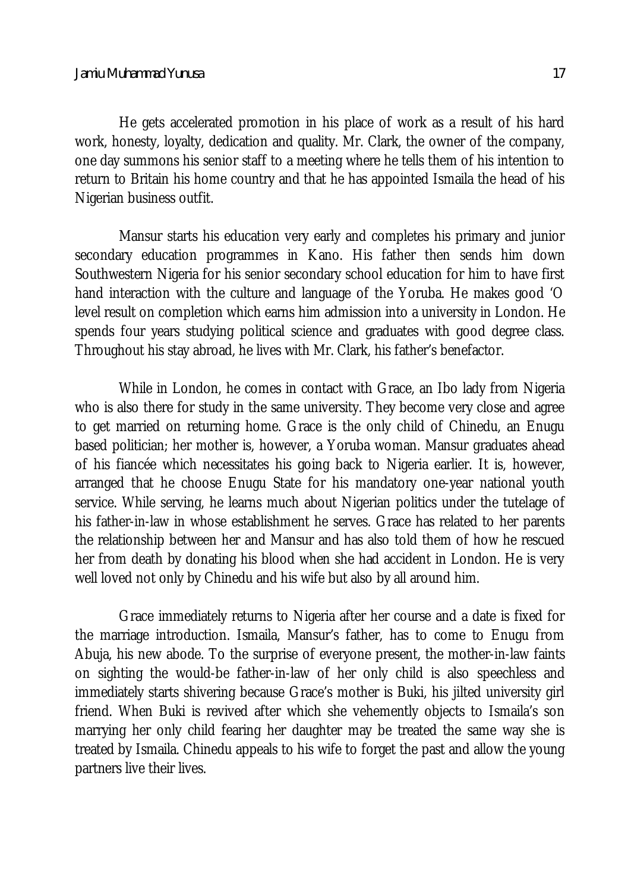He gets accelerated promotion in his place of work as a result of his hard work, honesty, loyalty, dedication and quality. Mr. Clark, the owner of the company, one day summons his senior staff to a meeting where he tells them of his intention to return to Britain his home country and that he has appointed Ismaila the head of his Nigerian business outfit.

Mansur starts his education very early and completes his primary and junior secondary education programmes in Kano. His father then sends him down Southwestern Nigeria for his senior secondary school education for him to have first hand interaction with the culture and language of the Yoruba. He makes good 'O level result on completion which earns him admission into a university in London. He spends four years studying political science and graduates with good degree class. Throughout his stay abroad, he lives with Mr. Clark, his father's benefactor.

While in London, he comes in contact with Grace, an Ibo lady from Nigeria who is also there for study in the same university. They become very close and agree to get married on returning home. Grace is the only child of Chinedu, an Enugu based politician; her mother is, however, a Yoruba woman. Mansur graduates ahead of his fiancée which necessitates his going back to Nigeria earlier. It is, however, arranged that he choose Enugu State for his mandatory one-year national youth service. While serving, he learns much about Nigerian politics under the tutelage of his father-in-law in whose establishment he serves. Grace has related to her parents the relationship between her and Mansur and has also told them of how he rescued her from death by donating his blood when she had accident in London. He is very well loved not only by Chinedu and his wife but also by all around him.

Grace immediately returns to Nigeria after her course and a date is fixed for the marriage introduction. Ismaila, Mansur's father, has to come to Enugu from Abuja, his new abode. To the surprise of everyone present, the mother-in-law faints on sighting the would-be father-in-law of her only child is also speechless and immediately starts shivering because Grace's mother is Buki, his jilted university girl friend. When Buki is revived after which she vehemently objects to Ismaila's son marrying her only child fearing her daughter may be treated the same way she is treated by Ismaila. Chinedu appeals to his wife to forget the past and allow the young partners live their lives.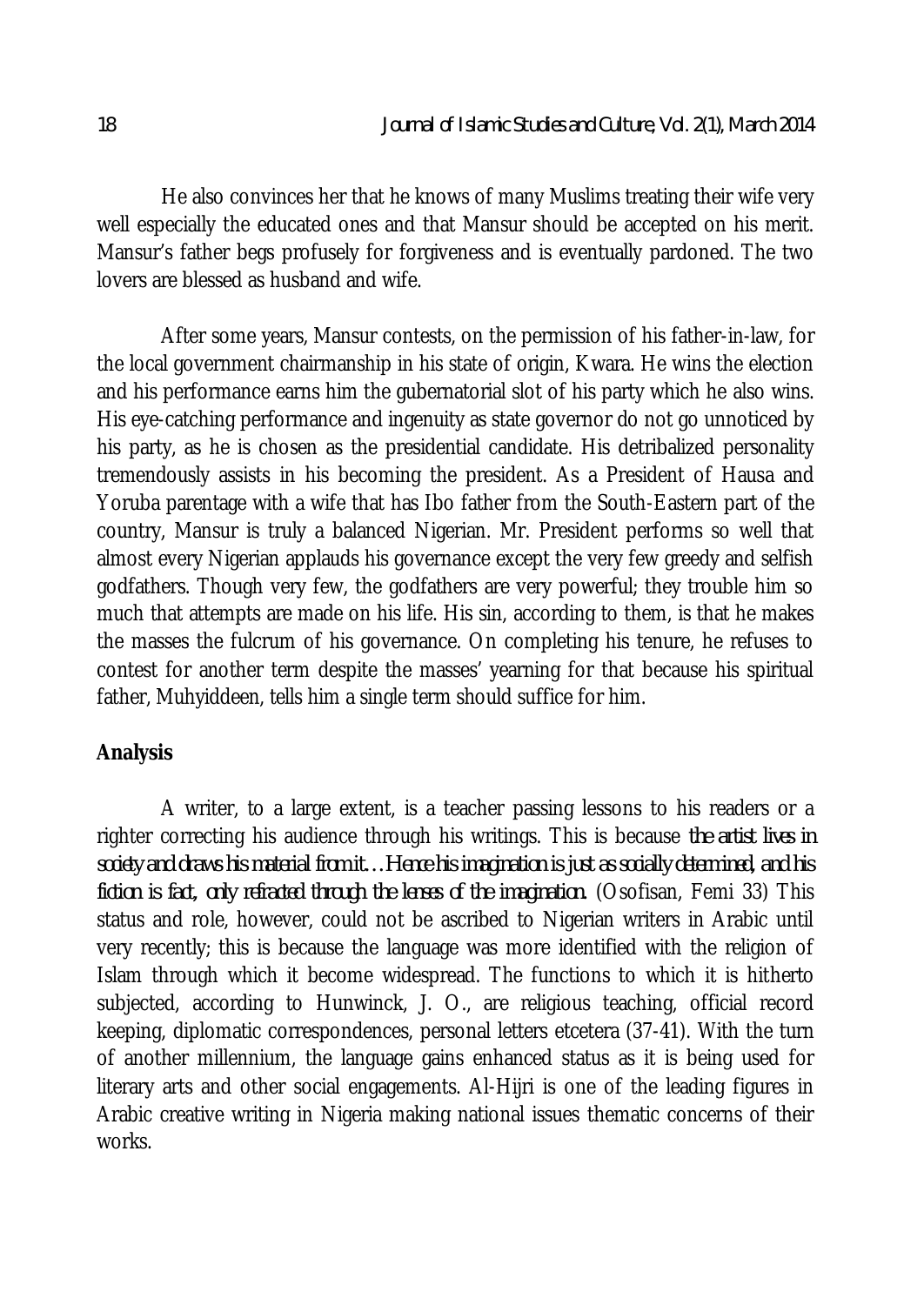He also convinces her that he knows of many Muslims treating their wife very well especially the educated ones and that Mansur should be accepted on his merit. Mansur's father begs profusely for forgiveness and is eventually pardoned. The two lovers are blessed as husband and wife.

After some years, Mansur contests, on the permission of his father-in-law, for the local government chairmanship in his state of origin, Kwara. He wins the election and his performance earns him the gubernatorial slot of his party which he also wins. His eye-catching performance and ingenuity as state governor do not go unnoticed by his party, as he is chosen as the presidential candidate. His detribalized personality tremendously assists in his becoming the president. As a President of Hausa and Yoruba parentage with a wife that has Ibo father from the South-Eastern part of the country, Mansur is truly a balanced Nigerian. Mr. President performs so well that almost every Nigerian applauds his governance except the very few greedy and selfish godfathers. Though very few, the godfathers are very powerful; they trouble him so much that attempts are made on his life. His sin, according to them, is that he makes the masses the fulcrum of his governance. On completing his tenure, he refuses to contest for another term despite the masses' yearning for that because his spiritual father, Muhyiddeen, tells him a single term should suffice for him.

## Analysis

A writer, to a large extent, is a teacher passing lessons to his readers or a righter correcting his audience through his writings. This is because *the artist lives in society and draws his material from it…Hence his imagination is just as socially determined, and his fiction is fact, only refracted through the lenses of the imagination.* (Osofisan, Femi 33) This status and role, however, could not be ascribed to Nigerian writers in Arabic until very recently; this is because the language was more identified with the religion of Islam through which it become widespread. The functions to which it is hitherto subjected, according to Hunwinck, J. O., are religious teaching, official record keeping, diplomatic correspondences, personal letters etcetera (37-41). With the turn of another millennium, the language gains enhanced status as it is being used for literary arts and other social engagements. Al-Hijri is one of the leading figures in Arabic creative writing in Nigeria making national issues thematic concerns of their works.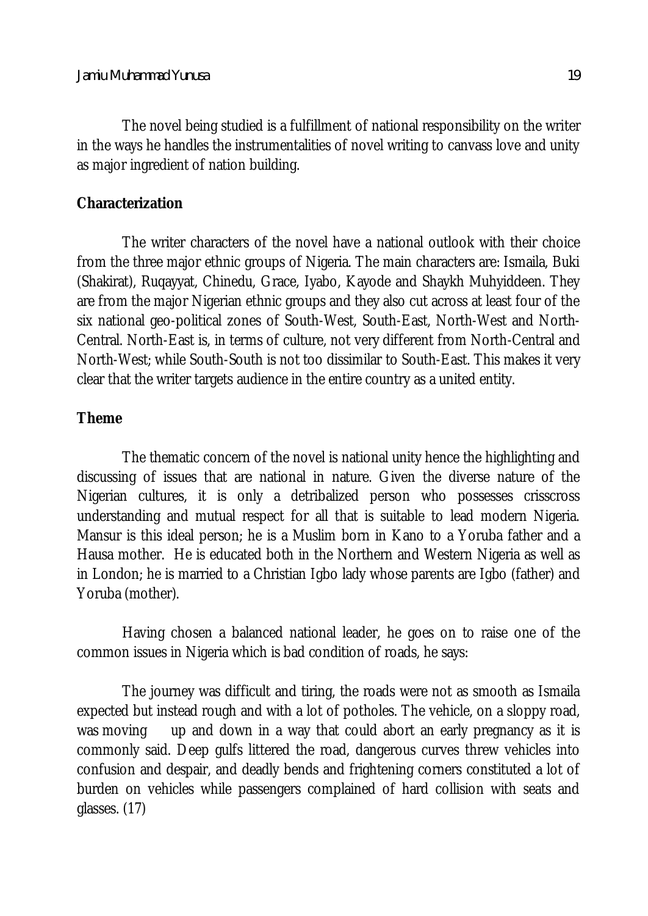The novel being studied is a fulfillment of national responsibility on the writer in the ways he handles the instrumentalities of novel writing to canvass love and unity as major ingredient of nation building.

## Characterization

The writer characters of the novel have a national outlook with their choice from the three major ethnic groups of Nigeria. The main characters are: Ismaila, Buki (Shakirat), Ruqayyat, Chinedu, Grace, Iyabo, Kayode and Shaykh Muhyiddeen. They are from the major Nigerian ethnic groups and they also cut across at least four of the six national geo-political zones of South-West, South-East, North-West and North-Central. North-East is, in terms of culture, not very different from North-Central and North-West; while South-South is not too dissimilar to South-East. This makes it very clear that the writer targets audience in the entire country as a united entity.

## Theme

The thematic concern of the novel is national unity hence the highlighting and discussing of issues that are national in nature. Given the diverse nature of the Nigerian cultures, it is only a detribalized person who possesses crisscross understanding and mutual respect for all that is suitable to lead modern Nigeria. Mansur is this ideal person; he is a Muslim born in Kano to a Yoruba father and a Hausa mother. He is educated both in the Northern and Western Nigeria as well as in London; he is married to a Christian Igbo lady whose parents are Igbo (father) and Yoruba (mother).

Having chosen a balanced national leader, he goes on to raise one of the common issues in Nigeria which is bad condition of roads, he says:

> The journey was difficult and tiring, the roads were not as smooth as Ismaila expected but instead rough and with a lot of potholes. The vehicle, on a sloppy road, was moving up and down in a way that could abort an early pregnancy as it is commonly said. Deep gulfs littered the road, dangerous curves threw vehicles into confusion and despair, and deadly bends and frightening corners constituted a lot of burden on vehicles while passengers complained of hard collision with seats and glasses. (17)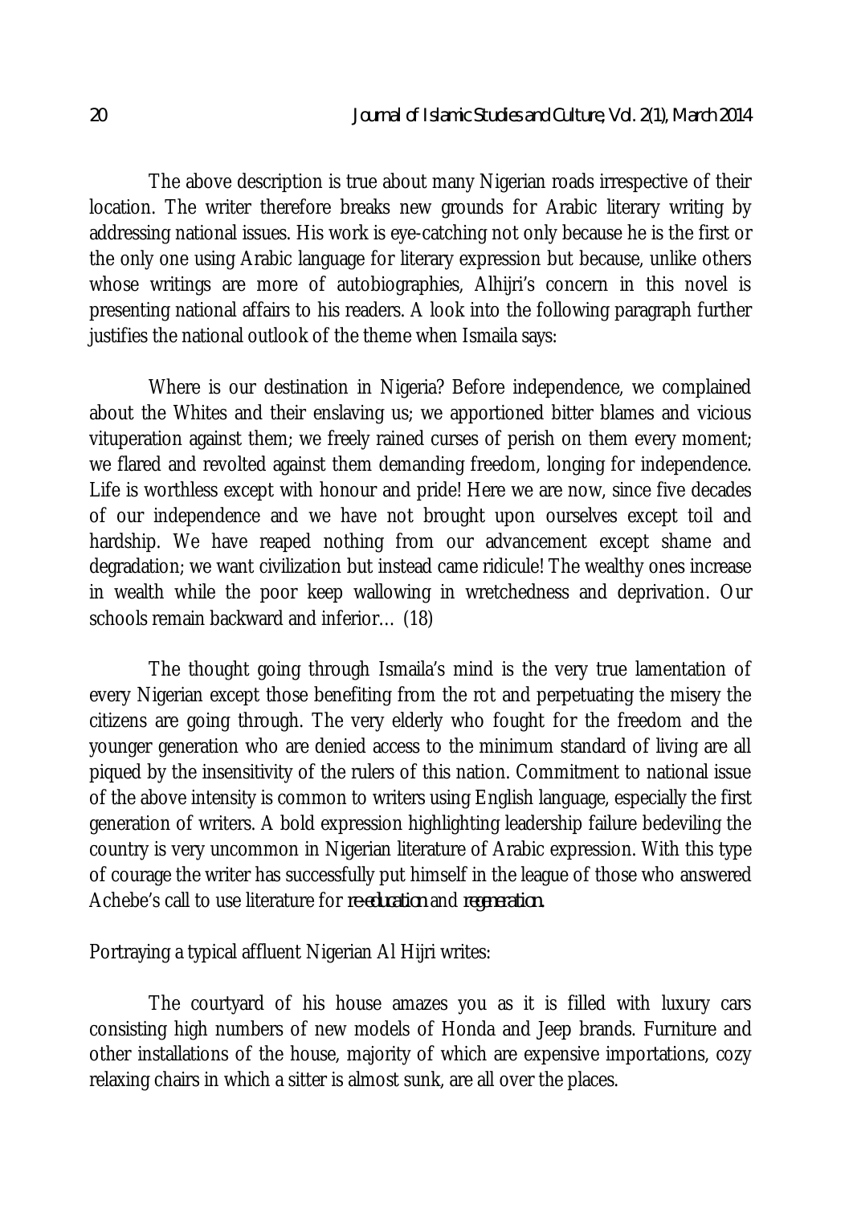The above description is true about many Nigerian roads irrespective of their location. The writer therefore breaks new grounds for Arabic literary writing by addressing national issues. His work is eye-catching not only because he is the first or the only one using Arabic language for literary expression but because, unlike others whose writings are more of autobiographies, Alhijri's concern in this novel is presenting national affairs to his readers. A look into the following paragraph further justifies the national outlook of the theme when Ismaila says:

> Where is our destination in Nigeria? Before independence, we complained about the Whites and their enslaving us; we apportioned bitter blames and vicious vituperation against them; we freely rained curses of perish on them every moment; we flared and revolted against them demanding freedom, longing for independence. Life is worthless except with honour and pride! Here we are now, since five decades of our independence and we have not brought upon ourselves except toil and hardship. We have reaped nothing from our advancement except shame and degradation; we want civilization but instead came ridicule! The wealthy ones increase in wealth while the poor keep wallowing in wretchedness and deprivation. Our schools remain backward and inferior… (18)

The thought going through Ismaila's mind is the very true lamentation of every Nigerian except those benefiting from the rot and perpetuating the misery the citizens are going through. The very elderly who fought for the freedom and the younger generation who are denied access to the minimum standard of living are all piqued by the insensitivity of the rulers of this nation. Commitment to national issue of the above intensity is common to writers using English language, especially the first generation of writers. A bold expression highlighting leadership failure bedeviling the country is very uncommon in Nigerian literature of Arabic expression. With this type of courage the writer has successfully put himself in the league of those who answered Achebe's call to use literature for *re-education* and *regeneration*.

Portraying a typical affluent Nigerian Al Hijri writes:

> The courtyard of his house amazes you as it is filled with luxury cars consisting high numbers of new models of Honda and Jeep brands. Furniture and other installations of the house, majority of which are expensive importations, cozy relaxing chairs in which a sitter is almost sunk, are all over the places.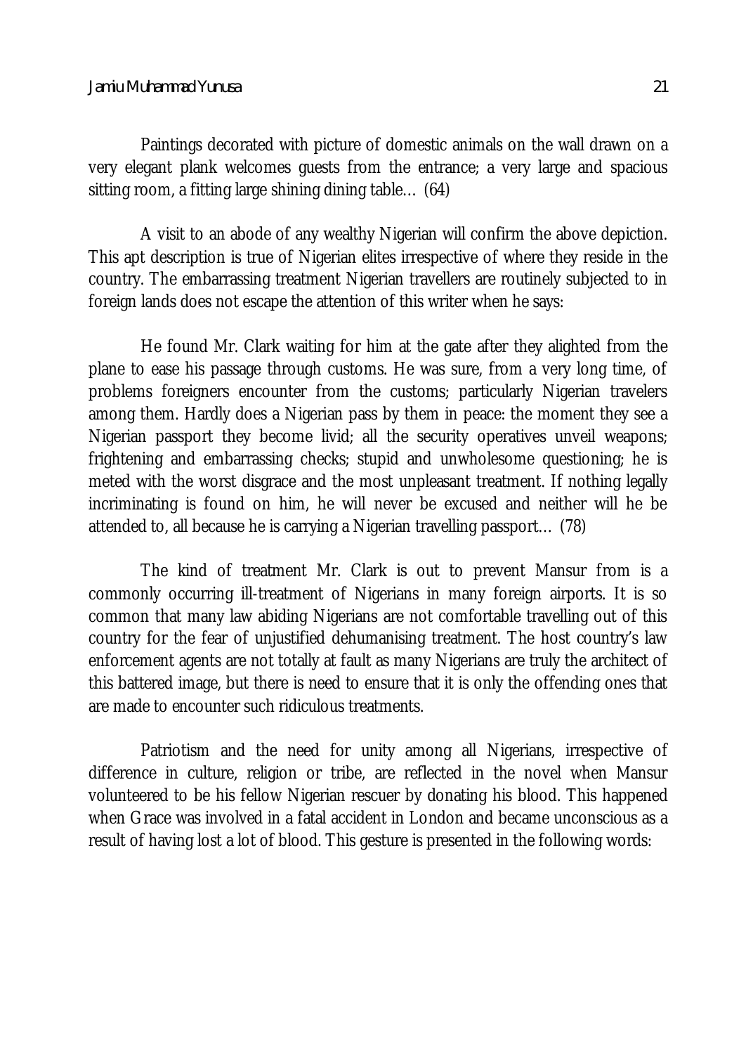Paintings decorated with picture of domestic animals on the wall drawn on a very elegant plank welcomes guests from the entrance; a very large and spacious sitting room, a fitting large shining dining table… (64)

A visit to an abode of any wealthy Nigerian will confirm the above depiction. This apt description is true of Nigerian elites irrespective of where they reside in the country. The embarrassing treatment Nigerian travellers are routinely subjected to in foreign lands does not escape the attention of this writer when he says:

He found Mr. Clark waiting for him at the gate after they alighted from the plane to ease his passage through customs. He was sure, from a very long time, of problems foreigners encounter from the customs; particularly Nigerian travelers among them. Hardly does a Nigerian pass by them in peace: the moment they see a Nigerian passport they become livid; all the security operatives unveil weapons; frightening and embarrassing checks; stupid and unwholesome questioning; he is meted with the worst disgrace and the most unpleasant treatment. If nothing legally incriminating is found on him, he will never be excused and neither will he be attended to, all because he is carrying a Nigerian travelling passport… (78)

The kind of treatment Mr. Clark is out to prevent Mansur from is a commonly occurring ill-treatment of Nigerians in many foreign airports. It is so common that many law abiding Nigerians are not comfortable travelling out of this country for the fear of unjustified dehumanising treatment. The host country's law enforcement agents are not totally at fault as many Nigerians are truly the architect of this battered image, but there is need to ensure that it is only the offending ones that are made to encounter such ridiculous treatments.

Patriotism and the need for unity among all Nigerians, irrespective of difference in culture, religion or tribe, are reflected in the novel when Mansur volunteered to be his fellow Nigerian rescuer by donating his blood. This happened when Grace was involved in a fatal accident in London and became unconscious as a result of having lost a lot of blood. This gesture is presented in the following words: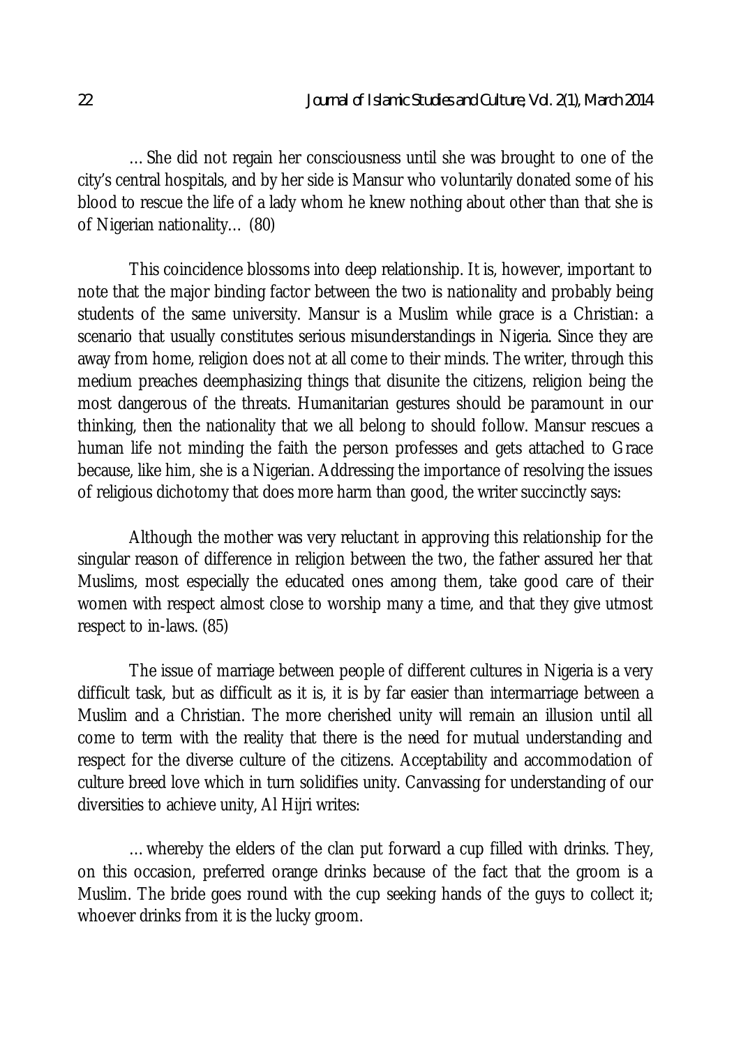…She did not regain her consciousness until she was brought to one of the city's central hospitals, and by her side is Mansur who voluntarily donated some of his blood to rescue the life of a lady whom he knew nothing about other than that she is of Nigerian nationality… (80)

This coincidence blossoms into deep relationship. It is, however, important to note that the major binding factor between the two is nationality and probably being students of the same university. Mansur is a Muslim while grace is a Christian: a scenario that usually constitutes serious misunderstandings in Nigeria. Since they are away from home, religion does not at all come to their minds. The writer, through this medium preaches deemphasizing things that disunite the citizens, religion being the most dangerous of the threats. Humanitarian gestures should be paramount in our thinking, then the nationality that we all belong to should follow. Mansur rescues a human life not minding the faith the person professes and gets attached to Grace because, like him, she is a Nigerian. Addressing the importance of resolving the issues of religious dichotomy that does more harm than good, the writer succinctly says:

Although the mother was very reluctant in approving this relationship for the singular reason of difference in religion between the two, the father assured her that Muslims, most especially the educated ones among them, take good care of their women with respect almost close to worship many a time, and that they give utmost respect to in-laws. (85)

The issue of marriage between people of different cultures in Nigeria is a very difficult task, but as difficult as it is, it is by far easier than intermarriage between a Muslim and a Christian. The more cherished unity will remain an illusion until all come to term with the reality that there is the need for mutual understanding and respect for the diverse culture of the citizens. Acceptability and accommodation of culture breed love which in turn solidifies unity. Canvassing for understanding of our diversities to achieve unity, Al Hijri writes:

…whereby the elders of the clan put forward a cup filled with drinks. They, on this occasion, preferred orange drinks because of the fact that the groom is a Muslim. The bride goes round with the cup seeking hands of the guys to collect it; whoever drinks from it is the lucky groom.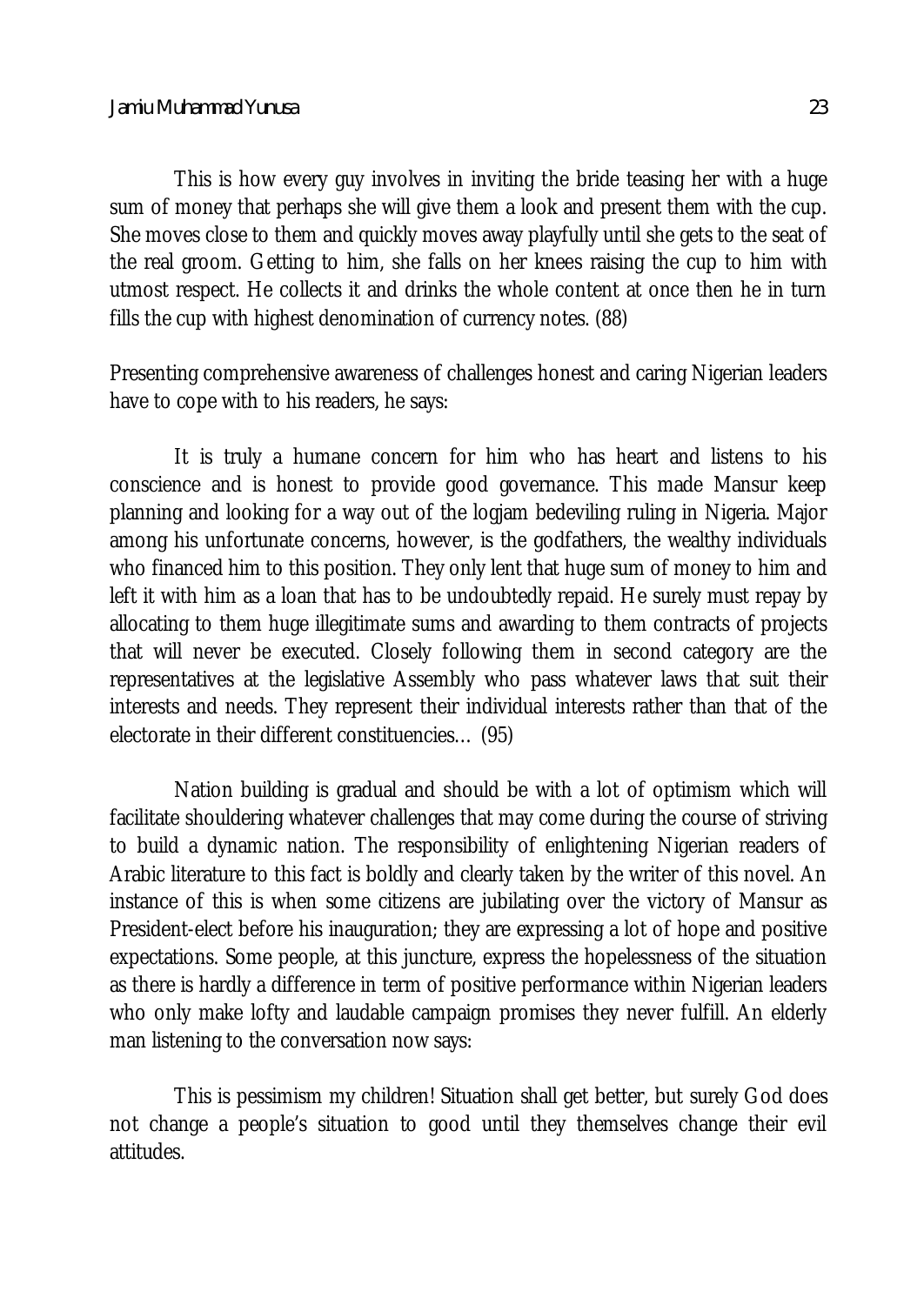This is how every guy involves in inviting the bride teasing her with a huge sum of money that perhaps she will give them a look and present them with the cup. She moves close to them and quickly moves away playfully until she gets to the seat of the real groom. Getting to him, she falls on her knees raising the cup to him with utmost respect. He collects it and drinks the whole content at once then he in turn fills the cup with highest denomination of currency notes. (88)

Presenting comprehensive awareness of challenges honest and caring Nigerian leaders have to cope with to his readers, he says:

> It is truly a humane concern for him who has heart and listens to his conscience and is honest to provide good governance. This made Mansur keep planning and looking for a way out of the logjam bedeviling ruling in Nigeria. Major among his unfortunate concerns, however, is the godfathers, the wealthy individuals who financed him to this position. They only lent that huge sum of money to him and left it with him as a loan that has to be undoubtedly repaid. He surely must repay by allocating to them huge illegitimate sums and awarding to them contracts of projects that will never be executed. Closely following them in second category are the representatives at the legislative Assembly who pass whatever laws that suit their interests and needs. They represent their individual interests rather than that of the electorate in their different constituencies… (95)

Nation building is gradual and should be with a lot of optimism which will facilitate shouldering whatever challenges that may come during the course of striving to build a dynamic nation. The responsibility of enlightening Nigerian readers of Arabic literature to this fact is boldly and clearly taken by the writer of this novel. An instance of this is when some citizens are jubilating over the victory of Mansur as President-elect before his inauguration; they are expressing a lot of hope and positive expectations. Some people, at this juncture, express the hopelessness of the situation as there is hardly a difference in term of positive performance within Nigerian leaders who only make lofty and laudable campaign promises they never fulfill. An elderly man listening to the conversation now says:

> This is pessimism my children! Situation shall get better, but surely God does not change a people's situation to good until they themselves change their evil attitudes.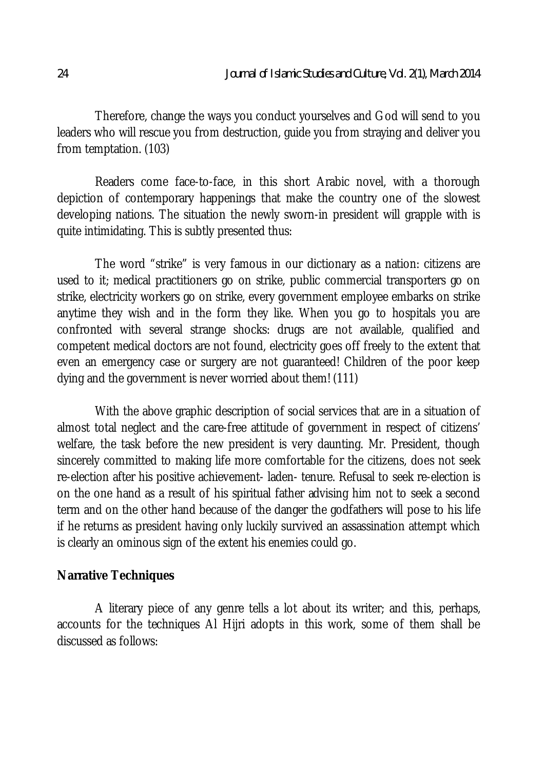Therefore, change the ways you conduct yourselves and God will send to you leaders who will rescue you from destruction, guide you from straying and deliver you from temptation. (103)

Readers come face-to-face, in this short Arabic novel, with a thorough depiction of contemporary happenings that make the country one of the slowest developing nations. The situation the newly sworn-in president will grapple with is quite intimidating. This is subtly presented thus:

The word "strike" is very famous in our dictionary as a nation: citizens are used to it; medical practitioners go on strike, public commercial transporters go on strike, electricity workers go on strike, every government employee embarks on strike anytime they wish and in the form they like. When you go to hospitals you are confronted with several strange shocks: drugs are not available, qualified and competent medical doctors are not found, electricity goes off freely to the extent that even an emergency case or surgery are not guaranteed! Children of the poor keep dying and the government is never worried about them! (111)

With the above graphic description of social services that are in a situation of almost total neglect and the care-free attitude of government in respect of citizens' welfare, the task before the new president is very daunting. Mr. President, though sincerely committed to making life more comfortable for the citizens, does not seek re-election after his positive achievement- laden- tenure. Refusal to seek re-election is on the one hand as a result of his spiritual father advising him not to seek a second term and on the other hand because of the danger the godfathers will pose to his life if he returns as president having only luckily survived an assassination attempt which is clearly an ominous sign of the extent his enemies could go.

## Narrative Techniques

A literary piece of any genre tells a lot about its writer; and this, perhaps, accounts for the techniques Al Hijri adopts in this work, some of them shall be discussed as follows: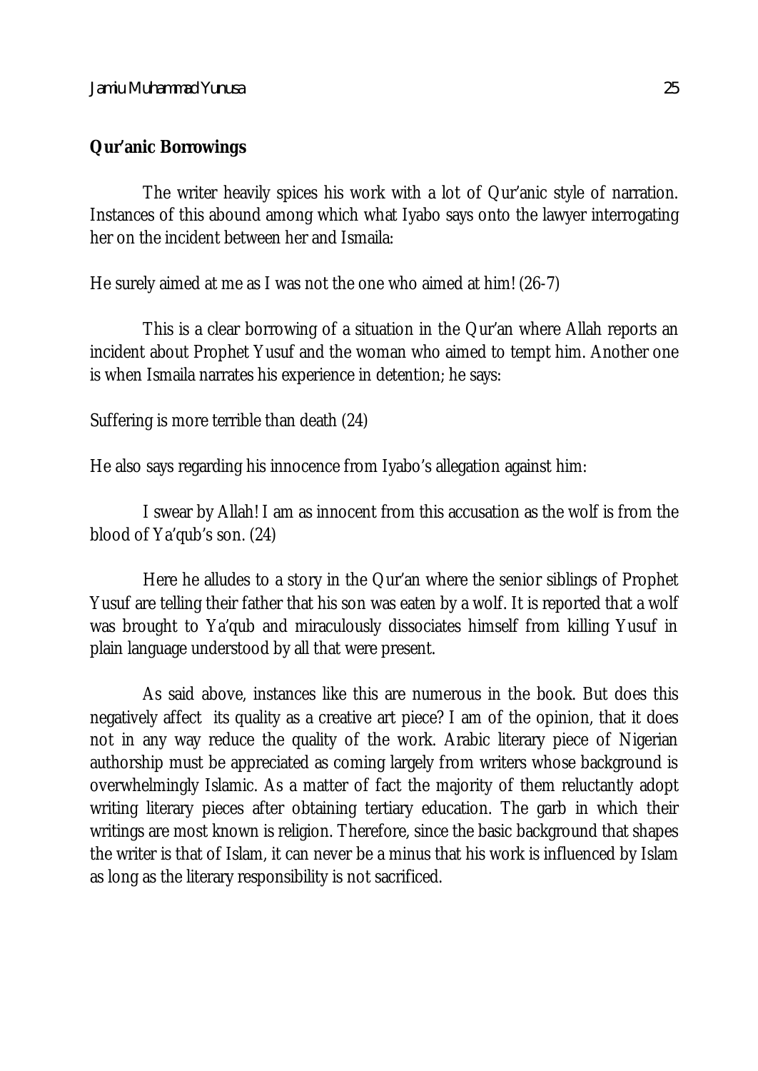**Qur'anic Borrowings**

The writer heavily spices his work with a lot of Qur'anic style of narration. Instances of this abound among which what Iyabo says onto the lawyer interrogating her on the incident between her and Ismaila:

He surely aimed at me as I was not the one who aimed at him! (26-7)

This is a clear borrowing of a situation in the Qur'an where Allah reports an incident about Prophet Yusuf and the woman who aimed to tempt him. Another one is when Ismaila narrates his experience in detention; he says:

Suffering is more terrible than death (24)

He also says regarding his innocence from Iyabo's allegation against him:

I swear by Allah! I am as innocent from this accusation as the wolf is from the blood of Ya'qub's son. (24)

Here he alludes to a story in the Qur'an where the senior siblings of Prophet Yusuf are telling their father that his son was eaten by a wolf. It is reported that a wolf was brought to Ya'qub and miraculously dissociates himself from killing Yusuf in plain language understood by all that were present.

As said above, instances like this are numerous in the book. But does this negatively affect its quality as a creative art piece? I am of the opinion, that it does not in any way reduce the quality of the work. Arabic literary piece of Nigerian authorship must be appreciated as coming largely from writers whose background is overwhelmingly Islamic. As a matter of fact the majority of them reluctantly adopt writing literary pieces after obtaining tertiary education. The garb in which their writings are most known is religion. Therefore, since the basic background that shapes the writer is that of Islam, it can never be a minus that his work is influenced by Islam as long as the literary responsibility is not sacrificed.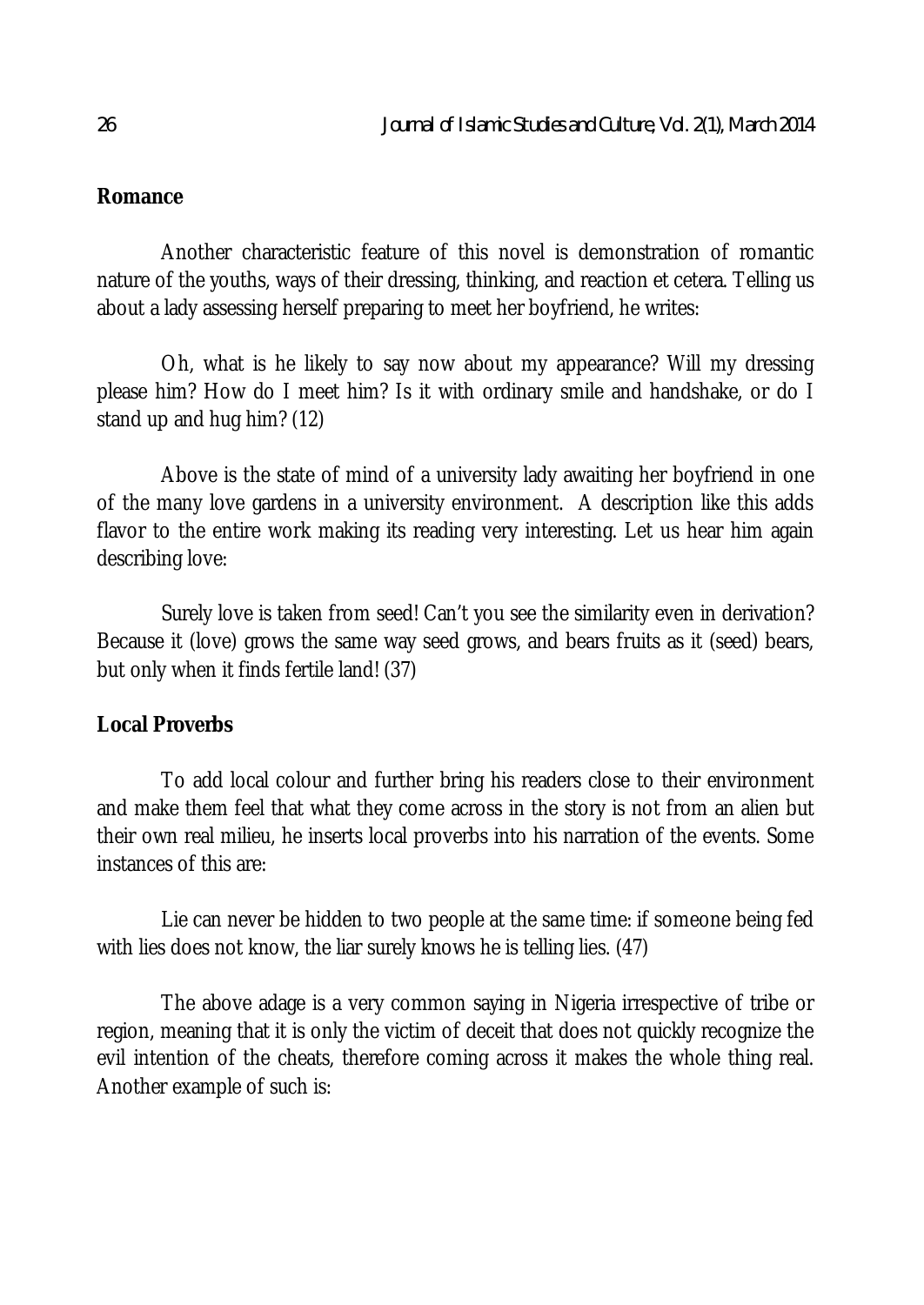**Romance**

Another characteristic feature of this novel is demonstration of romantic nature of the youths, ways of their dressing, thinking, and reaction et cetera. Telling us about a lady assessing herself preparing to meet her boyfriend, he writes:

Oh, what is he likely to say now about my appearance? Will my dressing please him? How do I meet him? Is it with ordinary smile and handshake, or do I stand up and hug him? (12)

Above is the state of mind of a university lady awaiting her boyfriend in one of the many love gardens in a university environment. A description like this adds flavor to the entire work making its reading very interesting. Let us hear him again describing love:

Surely love is taken from seed! Can't you see the similarity even in derivation? Because it (love) grows the same way seed grows, and bears fruits as it (seed) bears, but only when it finds fertile land! (37)

**Local Proverbs**

To add local colour and further bring his readers close to their environment and make them feel that what they come across in the story is not from an alien but their own real milieu, he inserts local proverbs into his narration of the events. Some instances of this are:

Lie can never be hidden to two people at the same time: if someone being fed with lies does not know, the liar surely knows he is telling lies. (47)

The above adage is a very common saying in Nigeria irrespective of tribe or region, meaning that it is only the victim of deceit that does not quickly recognize the evil intention of the cheats, therefore coming across it makes the whole thing real. Another example of such is: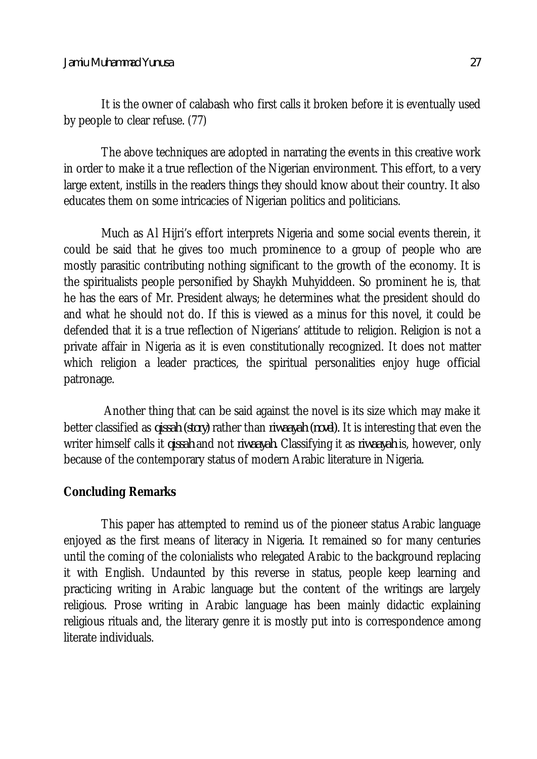It is the owner of calabash who first calls it broken before it is eventually used by people to clear refuse. (77)

The above techniques are adopted in narrating the events in this creative work in order to make it a true reflection of the Nigerian environment. This effort, to a very large extent, instills in the readers things they should know about their country. It also educates them on some intricacies of Nigerian politics and politicians.

Much as Al Hijri's effort interprets Nigeria and some social events therein, it could be said that he gives too much prominence to a group of people who are mostly parasitic contributing nothing significant to the growth of the economy. It is the spiritualists people personified by Shaykh Muhyiddeen. So prominent he is, that he has the ears of Mr. President always; he determines what the president should do and what he should not do. If this is viewed as a minus for this novel, it could be defended that it is a true reflection of Nigerians' attitude to religion. Religion is not a private affair in Nigeria as it is even constitutionally recognized. It does not matter which religion a leader practices, the spiritual personalities enjoy huge official patronage.

Another thing that can be said against the novel is its size which may make it better classified as *qissah (story)* rather than *riwaayah (novel).* It is interesting that even the writer himself calls it *qissah* and not *riwaayah.* Classifying it as *riwaayah* is, however, only because of the contemporary status of modern Arabic literature in Nigeria.

## Concluding Remarks

This paper has attempted to remind us of the pioneer status Arabic language enjoyed as the first means of literacy in Nigeria. It remained so for many centuries until the coming of the colonialists who relegated Arabic to the background replacing it with English. Undaunted by this reverse in status, people keep learning and practicing writing in Arabic language but the content of the writings are largely religious. Prose writing in Arabic language has been mainly didactic explaining religious rituals and, the literary genre it is mostly put into is correspondence among literate individuals.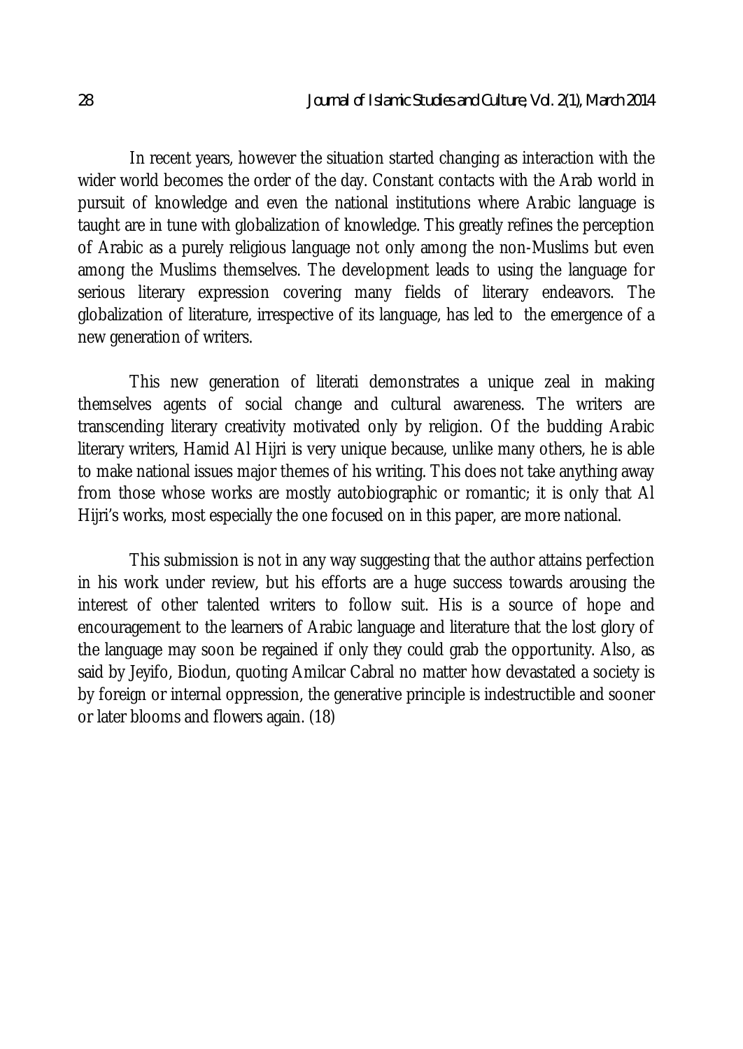In recent years, however the situation started changing as interaction with the wider world becomes the order of the day. Constant contacts with the Arab world in pursuit of knowledge and even the national institutions where Arabic language is taught are in tune with globalization of knowledge. This greatly refines the perception of Arabic as a purely religious language not only among the non-Muslims but even among the Muslims themselves. The development leads to using the language for serious literary expression covering many fields of literary endeavors. The globalization of literature, irrespective of its language, has led to the emergence of a new generation of writers.

This new generation of literati demonstrates a unique zeal in making themselves agents of social change and cultural awareness. The writers are transcending literary creativity motivated only by religion. Of the budding Arabic literary writers, Hamid Al Hijri is very unique because, unlike many others, he is able to make national issues major themes of his writing. This does not take anything away from those whose works are mostly autobiographic or romantic; it is only that Al Hijri's works, most especially the one focused on in this paper, are more national.

This submission is not in any way suggesting that the author attains perfection in his work under review, but his efforts are a huge success towards arousing the interest of other talented writers to follow suit. His is a source of hope and encouragement to the learners of Arabic language and literature that the lost glory of the language may soon be regained if only they could grab the opportunity. Also, as said by Jeyifo, Biodun, quoting Amilcar Cabral no matter how devastated a society is by foreign or internal oppression, the generative principle is indestructible and sooner or later blooms and flowers again. (18)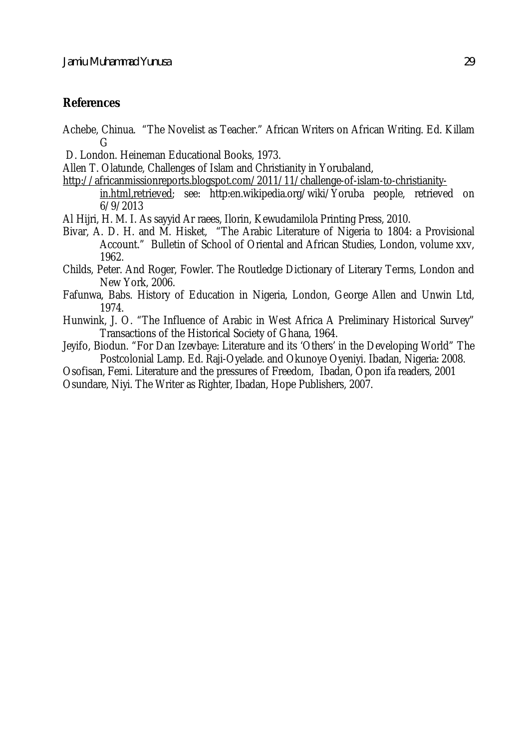## References

Achebe, Chinua. "The Novelist as Teacher." African Writers on African Writing. Ed. Killam G D. London. Heineman Educational Books, 1973.

Allen T. Olatunde, Challenges of Islam and Christianity in Yorubaland, http://africanmissionreports.blogspot.com/2011/11/challenge-of-islam-to-christianity-in.html,retrieved; see: http:en.wikipedia.org/wiki/Yoruba people, retrieved on 6/9/2013

Al Hijri, H. M. I. As sayyid Ar raees, Ilorin, Kewudamilola Printing Press, 2010.

Bivar, A. D. H. and M. Hisket, "The Arabic Literature of Nigeria to 1804: a Provisional Account." Bulletin of School of Oriental and African Studies, London, volume xxv, 1962.

Childs, Peter. And Roger, Fowler. The Routledge Dictionary of Literary Terms, London and New York, 2006.

Fafunwa, Babs. History of Education in Nigeria, London, George Allen and Unwin Ltd, 1974.

Hunwink, J. O. "The Influence of Arabic in West Africa A Preliminary Historical Survey" Transactions of the Historical Society of Ghana, 1964.

Jeyifo, Biodun. "For Dan Izevbaye: Literature and its 'Others' in the Developing World" The Postcolonial Lamp. Ed. Raji-Oyelade. and Okunoye Oyeniyi. Ibadan, Nigeria: 2008.

Osofisan, Femi. Literature and the pressures of Freedom, Ibadan, Opon ifa readers, 2001

Osundare, Niyi. The Writer as Righter, Ibadan, Hope Publishers, 2007.